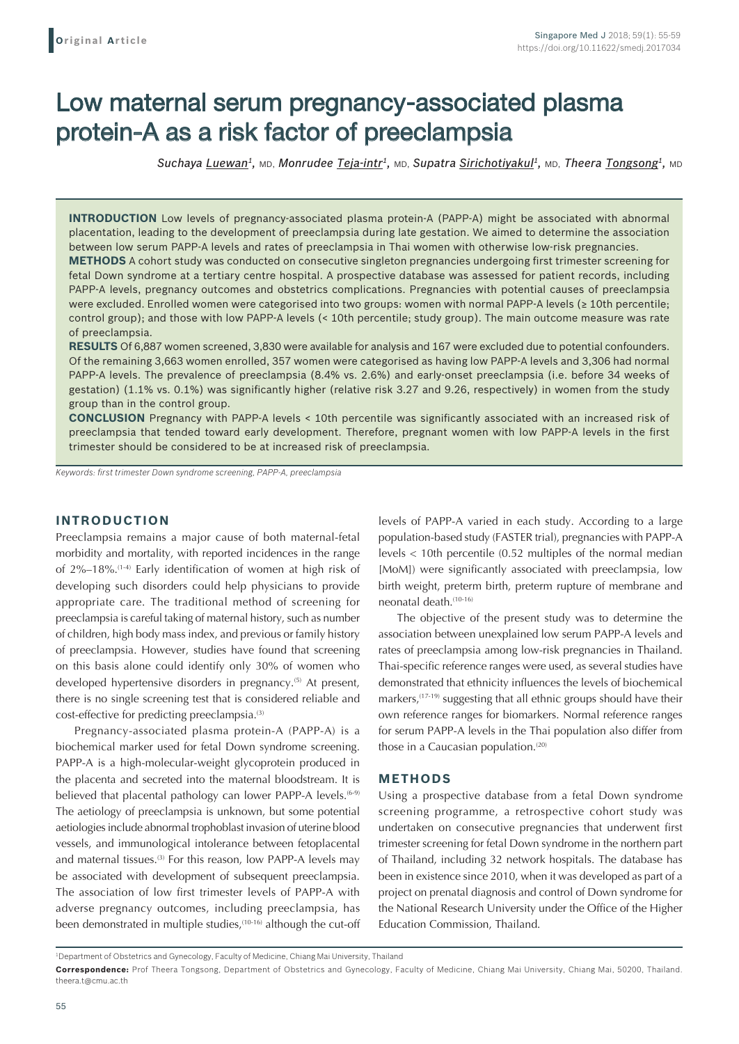**Original Article**

# Low maternal serum pregnancy-associated plasma protein-A as a risk factor of preeclampsia

*Suchaya Luewan*[1], MD, *Monrudee Teja-intr*[1], MD, *Supatra Sirichotiyakul*[1], MD, *Theera Tongsong*[1], MD

**INTRODUCTION** Low levels of pregnancy-associated plasma protein-A (PAPP-A) might be associated with abnormal placentation, leading to the development of preeclampsia during late gestation. We aimed to determine the association between low serum PAPP-A levels and rates of preeclampsia in Thai women with otherwise low-risk pregnancies.

**METHODS** A cohort study was conducted on consecutive singleton pregnancies undergoing first trimester screening for fetal Down syndrome at a tertiary centre hospital. A prospective database was assessed for patient records, including PAPP-A levels, pregnancy outcomes and obstetrics complications. Pregnancies with potential causes of preeclampsia were excluded. Enrolled women were categorised into two groups: women with normal PAPP-A levels (≥ 10th percentile; control group); and those with low PAPP-A levels (< 10th percentile; study group). The main outcome measure was rate of preeclampsia.

**RESULTS** Of 6,887 women screened, 3,830 were available for analysis and 167 were excluded due to potential confounders. Of the remaining 3,663 women enrolled, 357 women were categorised as having low PAPP-A levels and 3,306 had normal PAPP-A levels. The prevalence of preeclampsia (8.4% vs. 2.6%) and early-onset preeclampsia (i.e. before 34 weeks of gestation) (1.1% vs. 0.1%) was significantly higher (relative risk 3.27 and 9.26, respectively) in women from the study group than in the control group.

**CONCLUSION** Pregnancy with PAPP-A levels < 10th percentile was significantly associated with an increased risk of preeclampsia that tended toward early development. Therefore, pregnant women with low PAPP-A levels in the first trimester should be considered to be at increased risk of preeclampsia.

*Keywords: first trimester Down syndrome screening, PAPP-A, preeclampsia*

## INTRODUCTION

Preeclampsia remains a major cause of both maternal-fetal morbidity and mortality, with reported incidences in the range of 2%–18%.[1-4] Early identification of women at high risk of developing such disorders could help physicians to provide appropriate care. The traditional method of screening for preeclampsia is careful taking of maternal history, such as number of children, high body mass index, and previous or family history of preeclampsia. However, studies have found that screening on this basis alone could identify only 30% of women who developed hypertensive disorders in pregnancy.[5] At present, there is no single screening test that is considered reliable and cost-effective for predicting preeclampsia.[3]

Pregnancy-associated plasma protein-A (PAPP-A) is a biochemical marker used for fetal Down syndrome screening. PAPP-A is a high-molecular-weight glycoprotein produced in the placenta and secreted into the maternal bloodstream. It is believed that placental pathology can lower PAPP-A levels.[6-9] The aetiology of preeclampsia is unknown, but some potential aetiologies include abnormal trophoblast invasion of uterine blood vessels, and immunological intolerance between fetoplacental and maternal tissues.[3] For this reason, low PAPP-A levels may be associated with development of subsequent preeclampsia. The association of low first trimester levels of PAPP-A with adverse pregnancy outcomes, including preeclampsia, has been demonstrated in multiple studies,[10-16] although the cut-off levels of PAPP-A varied in each study. According to a large population-based study (FASTER trial), pregnancies with PAPP-A levels < 10th percentile (0.52 multiples of the normal median [MoM]) were significantly associated with preeclampsia, low birth weight, preterm birth, preterm rupture of membrane and neonatal death.[10-16]

The objective of the present study was to determine the association between unexplained low serum PAPP-A levels and rates of preeclampsia among low-risk pregnancies in Thailand. Thai-specific reference ranges were used, as several studies have demonstrated that ethnicity influences the levels of biochemical markers,[17-19] suggesting that all ethnic groups should have their own reference ranges for biomarkers. Normal reference ranges for serum PAPP-A levels in the Thai population also differ from those in a Caucasian population.[20]

## METHODS

Using a prospective database from a fetal Down syndrome screening programme, a retrospective cohort study was undertaken on consecutive pregnancies that underwent first trimester screening for fetal Down syndrome in the northern part of Thailand, including 32 network hospitals. The database has been in existence since 2010, when it was developed as part of a project on prenatal diagnosis and control of Down syndrome for the National Research University under the Office of the Higher Education Commission, Thailand.

[1]Department of Obstetrics and Gynecology, Faculty of Medicine, Chiang Mai University, Thailand

**Correspondence:** Prof Theera Tongsong, Department of Obstetrics and Gynecology, Faculty of Medicine, Chiang Mai University, Chiang Mai, 50200, Thailand. theera.t@cmu.ac.th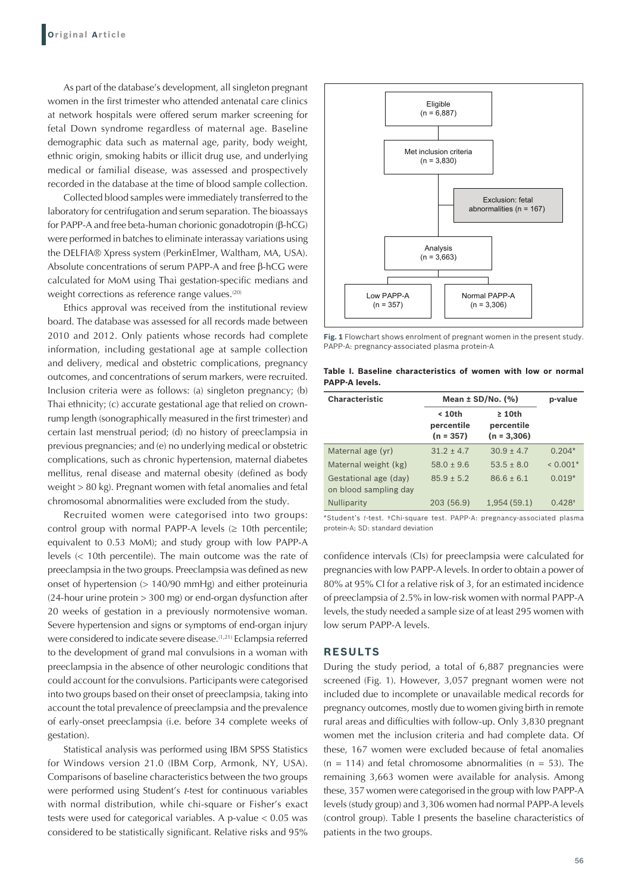As part of the database's development, all singleton pregnant women in the first trimester who attended antenatal care clinics at network hospitals were offered serum marker screening for fetal Down syndrome regardless of maternal age. Baseline demographic data such as maternal age, parity, body weight, ethnic origin, smoking habits or illicit drug use, and underlying medical or familial disease, was assessed and prospectively recorded in the database at the time of blood sample collection.

Collected blood samples were immediately transferred to the laboratory for centrifugation and serum separation. The bioassays for PAPP-A and free beta-human chorionic gonadotropin (β-hCG) were performed in batches to eliminate interassay variations using the DELFIA® Xpress system (PerkinElmer, Waltham, MA, USA). Absolute concentrations of serum PAPP-A and free β-hCG were calculated for MoM using Thai gestation-specific medians and weight corrections as reference range values.[20]

Ethics approval was received from the institutional review board. The database was assessed for all records made between 2010 and 2012. Only patients whose records had complete information, including gestational age at sample collection and delivery, medical and obstetric complications, pregnancy outcomes, and concentrations of serum markers, were recruited. Inclusion criteria were as follows: (a) singleton pregnancy; (b) Thai ethnicity; (c) accurate gestational age that relied on crown-rump length (sonographically measured in the first trimester) and certain last menstrual period; (d) no history of preeclampsia in previous pregnancies; and (e) no underlying medical or obstetric complications, such as chronic hypertension, maternal diabetes mellitus, renal disease and maternal obesity (defined as body weight > 80 kg). Pregnant women with fetal anomalies and fetal chromosomal abnormalities were excluded from the study.

Recruited women were categorised into two groups: control group with normal PAPP-A levels (≥ 10th percentile; equivalent to 0.53 MoM); and study group with low PAPP-A levels (< 10th percentile). The main outcome was the rate of preeclampsia in the two groups. Preeclampsia was defined as new onset of hypertension (> 140/90 mmHg) and either proteinuria (24-hour urine protein > 300 mg) or end-organ dysfunction after 20 weeks of gestation in a previously normotensive woman. Severe hypertension and signs or symptoms of end-organ injury were considered to indicate severe disease.[1,21] Eclampsia referred to the development of grand mal convulsions in a woman with preeclampsia in the absence of other neurologic conditions that could account for the convulsions. Participants were categorised into two groups based on their onset of preeclampsia, taking into account the total prevalence of preeclampsia and the prevalence of early-onset preeclampsia (i.e. before 34 complete weeks of gestation).

Statistical analysis was performed using IBM SPSS Statistics for Windows version 21.0 (IBM Corp, Armonk, NY, USA). Comparisons of baseline characteristics between the two groups were performed using Student's *t*-test for continuous variables with normal distribution, while chi-square or Fisher's exact tests were used for categorical variables. A p-value < 0.05 was considered to be statistically significant. Relative risks and 95% confidence intervals (CIs) for preeclampsia were calculated for pregnancies with low PAPP-A levels. In order to obtain a power of 80% at 95% CI for a relative risk of 3, for an estimated incidence of preeclampsia of 2.5% in low-risk women with normal PAPP-A levels, the study needed a sample size of at least 295 women with low serum PAPP-A levels.

**Fig. 1** Flowchart shows enrolment of pregnant women in the present study. PAPP-A: pregnancy-associated plasma protein-A

**Table I. Baseline characteristics of women with low or normal PAPP-A levels.**

| Characteristic | Mean ± SD/No. (%) | | p-value |
|---|---|---|---|
| | < 10th percentile (n = 357) | ≥ 10th percentile (n = 3,306) | |
| Maternal age (yr) | 31.2 ± 4.7 | 30.9 ± 4.7 | 0.204* |
| Maternal weight (kg) | 58.0 ± 9.6 | 53.5 ± 8.0 | < 0.001* |
| Gestational age (day) on blood sampling day | 85.9 ± 5.2 | 86.6 ± 6.1 | 0.019* |
| Nulliparity | 203 (56.9) | 1,954 (59.1) | 0.428† |

*Student's *t*-test. †Chi-square test. PAPP-A: pregnancy-associated plasma protein-A; SD: standard deviation

## RESULTS

During the study period, a total of 6,887 pregnancies were screened (Fig. 1). However, 3,057 pregnant women were not included due to incomplete or unavailable medical records for pregnancy outcomes, mostly due to women giving birth in remote rural areas and difficulties with follow-up. Only 3,830 pregnant women met the inclusion criteria and had complete data. Of these, 167 women were excluded because of fetal anomalies (n = 114) and fetal chromosome abnormalities (n = 53). The remaining 3,663 women were available for analysis. Among these, 357 women were categorised in the group with low PAPP-A levels (study group) and 3,306 women had normal PAPP-A levels (control group). Table I presents the baseline characteristics of patients in the two groups.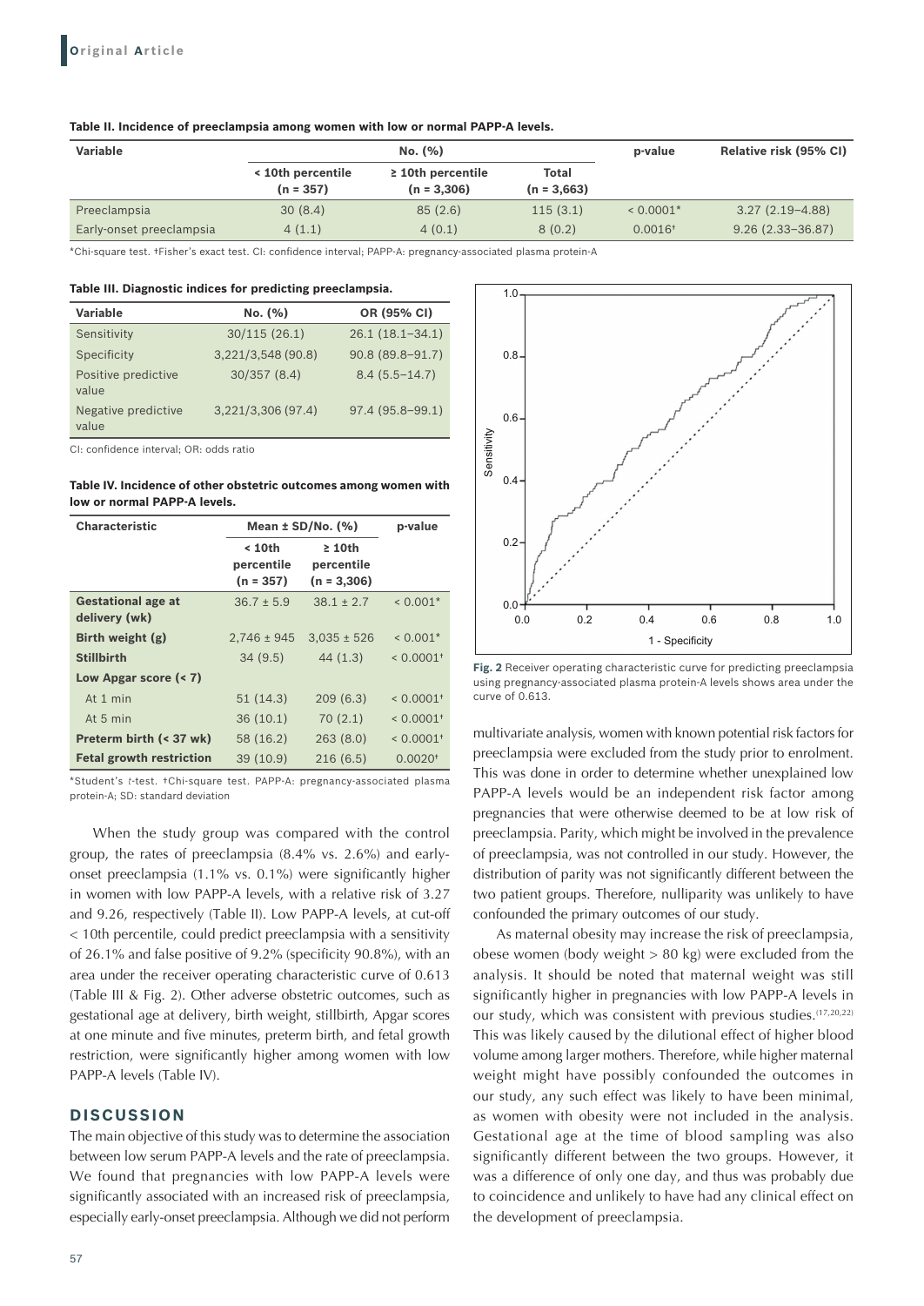**Table II. Incidence of preeclampsia among women with low or normal PAPP-A levels.**

| Variable | No. (%) | | | p-value | Relative risk (95% CI) |
|---|---|---|---|---|---|
| | < 10th percentile (n = 357) | ≥ 10th percentile (n = 3,306) | Total (n = 3,663) | | |
| Preeclampsia | 30 (8.4) | 85 (2.6) | 115 (3.1) | < 0.0001* | 3.27 (2.19–4.88) |
| Early-onset preeclampsia | 4 (1.1) | 4 (0.1) | 8 (0.2) | 0.0016† | 9.26 (2.33–36.87) |

*Chi-square test. †Fisher's exact test. CI: confidence interval; PAPP-A: pregnancy-associated plasma protein-A

**Table III. Diagnostic indices for predicting preeclampsia.**

| Variable | No. (%) | OR (95% CI) |
|---|---|---|
| Sensitivity | 30/115 (26.1) | 26.1 (18.1–34.1) |
| Specificity | 3,221/3,548 (90.8) | 90.8 (89.8–91.7) |
| Positive predictive value | 30/357 (8.4) | 8.4 (5.5–14.7) |
| Negative predictive value | 3,221/3,306 (97.4) | 97.4 (95.8–99.1) |

CI: confidence interval; OR: odds ratio

**Table IV. Incidence of other obstetric outcomes among women with low or normal PAPP-A levels.**

| Characteristic | Mean ± SD/No. (%) | | p-value |
|---|---|---|---|
| | < 10th percentile (n = 357) | ≥ 10th percentile (n = 3,306) | |
| **Gestational age at delivery (wk)** | 36.7 ± 5.9 | 38.1 ± 2.7 | < 0.001* |
| **Birth weight (g)** | 2,746 ± 945 | 3,035 ± 526 | < 0.001* |
| **Stillbirth** | 34 (9.5) | 44 (1.3) | < 0.0001† |
| **Low Apgar score (< 7)** | | | |
| At 1 min | 51 (14.3) | 209 (6.3) | < 0.0001† |
| At 5 min | 36 (10.1) | 70 (2.1) | < 0.0001† |
| **Preterm birth (< 37 wk)** | 58 (16.2) | 263 (8.0) | < 0.0001† |
| **Fetal growth restriction** | 39 (10.9) | 216 (6.5) | 0.0020† |

*Student's *t*-test. †Chi-square test. PAPP-A: pregnancy-associated plasma protein-A; SD: standard deviation

When the study group was compared with the control group, the rates of preeclampsia (8.4% vs. 2.6%) and early-onset preeclampsia (1.1% vs. 0.1%) were significantly higher in women with low PAPP-A levels, with a relative risk of 3.27 and 9.26, respectively (Table II). Low PAPP-A levels, at cut-off < 10th percentile, could predict preeclampsia with a sensitivity of 26.1% and false positive of 9.2% (specificity 90.8%), with an area under the receiver operating characteristic curve of 0.613 (Table III & Fig. 2). Other adverse obstetric outcomes, such as gestational age at delivery, birth weight, stillbirth, Apgar scores at one minute and five minutes, preterm birth, and fetal growth restriction, were significantly higher among women with low PAPP-A levels (Table IV).

**Fig. 2** Receiver operating characteristic curve for predicting preeclampsia using pregnancy-associated plasma protein-A levels shows area under the curve of 0.613.

## DISCUSSION

The main objective of this study was to determine the association between low serum PAPP-A levels and the rate of preeclampsia. We found that pregnancies with low PAPP-A levels were significantly associated with an increased risk of preeclampsia, especially early-onset preeclampsia. Although we did not perform multivariate analysis, women with known potential risk factors for preeclampsia were excluded from the study prior to enrolment. This was done in order to determine whether unexplained low PAPP-A levels would be an independent risk factor among pregnancies that were otherwise deemed to be at low risk of preeclampsia. Parity, which might be involved in the prevalence of preeclampsia, was not controlled in our study. However, the distribution of parity was not significantly different between the two patient groups. Therefore, nulliparity was unlikely to have confounded the primary outcomes of our study.

As maternal obesity may increase the risk of preeclampsia, obese women (body weight > 80 kg) were excluded from the analysis. It should be noted that maternal weight was still significantly higher in pregnancies with low PAPP-A levels in our study, which was consistent with previous studies.[17,20,22] This was likely caused by the dilutional effect of higher blood volume among larger mothers. Therefore, while higher maternal weight might have possibly confounded the outcomes in our study, any such effect was likely to have been minimal, as women with obesity were not included in the analysis. Gestational age at the time of blood sampling was also significantly different between the two groups. However, it was a difference of only one day, and thus was probably due to coincidence and unlikely to have had any clinical effect on the development of preeclampsia.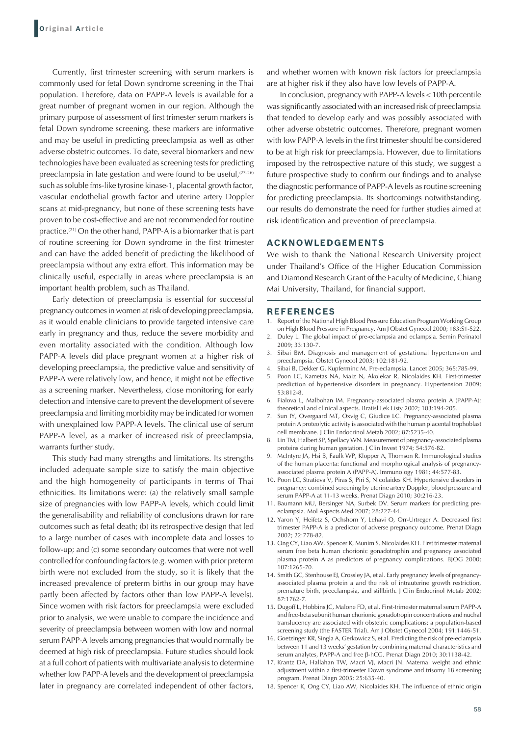Currently, first trimester screening with serum markers is commonly used for fetal Down syndrome screening in the Thai population. Therefore, data on PAPP-A levels is available for a great number of pregnant women in our region. Although the primary purpose of assessment of first trimester serum markers is fetal Down syndrome screening, these markers are informative and may be useful in predicting preeclampsia as well as other adverse obstetric outcomes. To date, several biomarkers and new technologies have been evaluated as screening tests for predicting preeclampsia in late gestation and were found to be useful,[23-26] such as soluble fms-like tyrosine kinase-1, placental growth factor, vascular endothelial growth factor and uterine artery Doppler scans at mid-pregnancy, but none of these screening tests have proven to be cost-effective and are not recommended for routine practice.[21] On the other hand, PAPP-A is a biomarker that is part of routine screening for Down syndrome in the first trimester and can have the added benefit of predicting the likelihood of preeclampsia without any extra effort. This information may be clinically useful, especially in areas where preeclampsia is an important health problem, such as Thailand.

Early detection of preeclampsia is essential for successful pregnancy outcomes in women at risk of developing preeclampsia, as it would enable clinicians to provide targeted intensive care early in pregnancy and thus, reduce the severe morbidity and even mortality associated with the condition. Although low PAPP-A levels did place pregnant women at a higher risk of developing preeclampsia, the predictive value and sensitivity of PAPP-A were relatively low, and hence, it might not be effective as a screening marker. Nevertheless, close monitoring for early detection and intensive care to prevent the development of severe preeclampsia and limiting morbidity may be indicated for women with unexplained low PAPP-A levels. The clinical use of serum PAPP-A level, as a marker of increased risk of preeclampsia, warrants further study.

This study had many strengths and limitations. Its strengths included adequate sample size to satisfy the main objective and the high homogeneity of participants in terms of Thai ethnicities. Its limitations were: (a) the relatively small sample size of pregnancies with low PAPP-A levels, which could limit the generalisability and reliability of conclusions drawn for rare outcomes such as fetal death; (b) its retrospective design that led to a large number of cases with incomplete data and losses to follow-up; and (c) some secondary outcomes that were not well controlled for confounding factors (e.g. women with prior preterm birth were not excluded from the study, so it is likely that the increased prevalence of preterm births in our group may have partly been affected by factors other than low PAPP-A levels). Since women with risk factors for preeclampsia were excluded prior to analysis, we were unable to compare the incidence and severity of preeclampsia between women with low and normal serum PAPP-A levels among pregnancies that would normally be deemed at high risk of preeclampsia. Future studies should look at a full cohort of patients with multivariate analysis to determine whether low PAPP-A levels and the development of preeclampsia later in pregnancy are correlated independent of other factors, and whether women with known risk factors for preeclampsia are at higher risk if they also have low levels of PAPP-A.

In conclusion, pregnancy with PAPP-A levels < 10th percentile was significantly associated with an increased risk of preeclampsia that tended to develop early and was possibly associated with other adverse obstetric outcomes. Therefore, pregnant women with low PAPP-A levels in the first trimester should be considered to be at high risk for preeclampsia. However, due to limitations imposed by the retrospective nature of this study, we suggest a future prospective study to confirm our findings and to analyse the diagnostic performance of PAPP-A levels as routine screening for predicting preeclampsia. Its shortcomings notwithstanding, our results do demonstrate the need for further studies aimed at risk identification and prevention of preeclampsia.

## ACKNOWLEDGEMENTS

We wish to thank the National Research University project under Thailand's Office of the Higher Education Commission and Diamond Research Grant of the Faculty of Medicine, Chiang Mai University, Thailand, for financial support.

## REFERENCES

1. Report of the National High Blood Pressure Education Program Working Group on High Blood Pressure in Pregnancy. Am J Obstet Gynecol 2000; 183:S1-S22.
2. Duley L. The global impact of pre-eclampsia and eclampsia. Semin Perinatol 2009; 33:130-7.
3. Sibai BM. Diagnosis and management of gestational hypertension and preeclampsia. Obstet Gynecol 2003; 102:181-92.
4. Sibai B, Dekker G, Kupferminc M. Pre-eclampsia. Lancet 2005; 365:785-99.
5. Poon LC, Kametas NA, Maiz N, Akolekar R, Nicolaides KH. First-trimester prediction of hypertensive disorders in pregnancy. Hypertension 2009; 53:812-8.
6. Fialova L, Malbohan IM. Pregnancy-associated plasma protein A (PAPP-A): theoretical and clinical aspects. Bratisl Lek Listy 2002; 103:194-205.
7. Sun IY, Overgaard MT, Oxvig C, Giudice LC. Pregnancy-associated plasma protein A proteolytic activity is associated with the human placental trophoblast cell membrane. J Clin Endocrinol Metab 2002; 87:5235-40.
8. Lin TM, Halbert SP, Spellacy WN. Measurement of pregnancy-associated plasma proteins during human gestation. J Clin Invest 1974; 54:576-82.
9. McIntyre JA, Hsi B, Faulk WP, Klopper A, Thomson R. Immunological studies of the human placenta: functional and morphological analysis of pregnancy-associated plasma protein A (PAPP-A). Immunology 1981; 44:577-83.
10. Poon LC, Stratieva V, Piras S, Piri S, Nicolaides KH. Hypertensive disorders in pregnancy: combined screening by uterine artery Doppler, blood pressure and serum PAPP-A at 11-13 weeks. Prenat Diagn 2010; 30:216-23.
11. Baumann MU, Bersinger NA, Surbek DV. Serum markers for predicting pre-eclampsia. Mol Aspects Med 2007; 28:227-44.
12. Yaron Y, Heifetz S, Ochshorn Y, Lehavi O, Orr-Urtreger A. Decreased first trimester PAPP-A is a predictor of adverse pregnancy outcome. Prenat Diagn 2002; 22:778-82.
13. Ong CY, Liao AW, Spencer K, Munim S, Nicolaides KH. First trimester maternal serum free beta human chorionic gonadotrophin and pregnancy associated plasma protein A as predictors of pregnancy complications. BJOG 2000; 107:1265-70.
14. Smith GC, Stenhouse EJ, Crossley JA, et al. Early pregnancy levels of pregnancy-associated plasma protein a and the risk of intrauterine growth restriction, premature birth, preeclampsia, and stillbirth. J Clin Endocrinol Metab 2002; 87:1762-7.
15. Dugoff L, Hobbins JC, Malone FD, et al. First-trimester maternal serum PAPP-A and free-beta subunit human chorionic gonadotropin concentrations and nuchal translucency are associated with obstetric complications: a population-based screening study (the FASTER Trial). Am J Obstet Gynecol 2004; 191:1446-51.
16. Goetzinger KR, Singla A, Gerkowicz S, et al. Predicting the risk of pre-eclampsia between 11 and 13 weeks' gestation by combining maternal characteristics and serum analytes, PAPP-A and free β-hCG. Prenat Diagn 2010; 30:1138-42.
17. Krantz DA, Hallahan TW, Macri VJ, Macri JN. Maternal weight and ethnic adjustment within a first-trimester Down syndrome and trisomy 18 screening program. Prenat Diagn 2005; 25:635-40.
18. Spencer K, Ong CY, Liao AW, Nicolaides KH. The influence of ethnic origin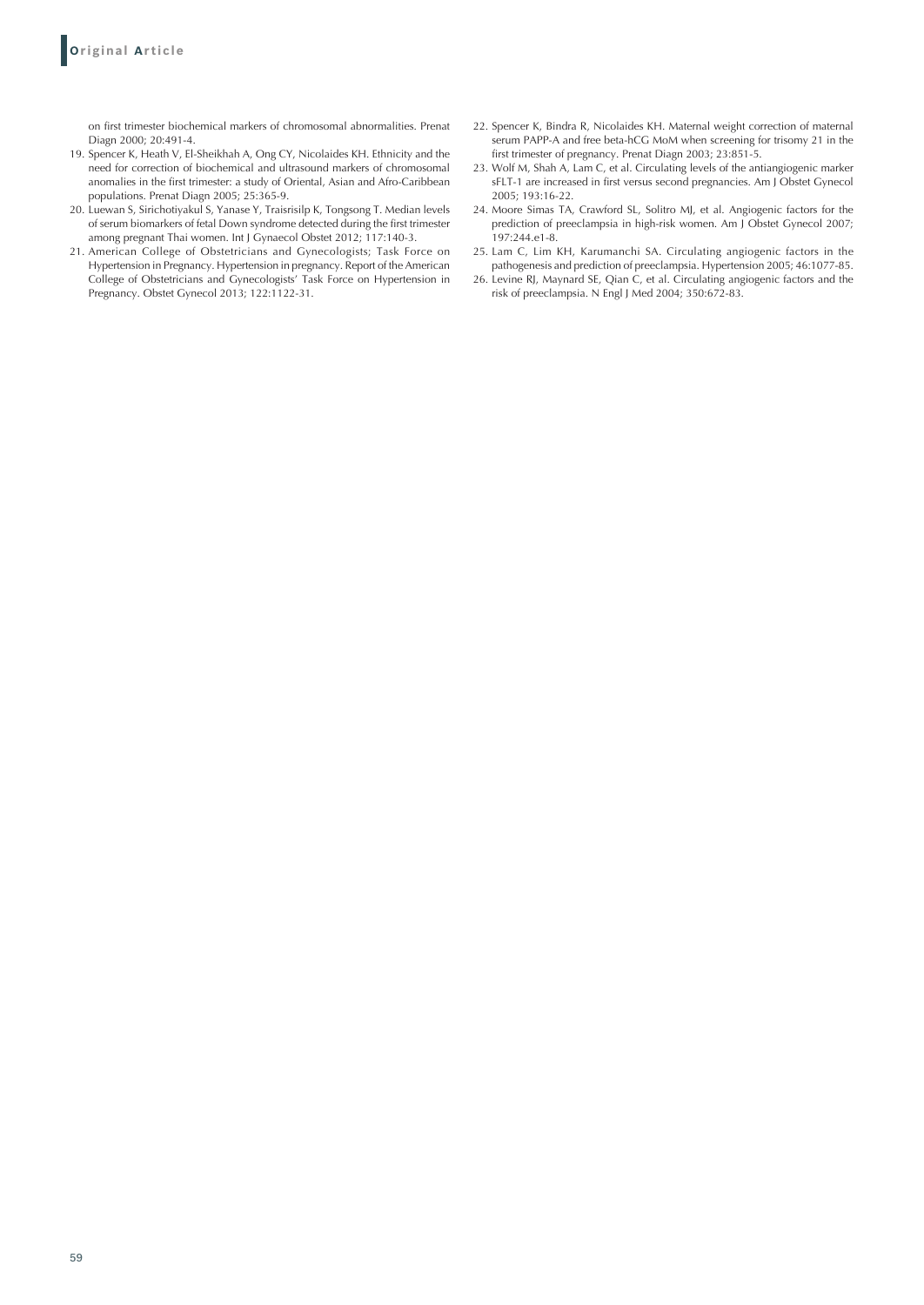on first trimester biochemical markers of chromosomal abnormalities. Prenat Diagn 2000; 20:491-4.

19. Spencer K, Heath V, El-Sheikhah A, Ong CY, Nicolaides KH. Ethnicity and the need for correction of biochemical and ultrasound markers of chromosomal anomalies in the first trimester: a study of Oriental, Asian and Afro-Caribbean populations. Prenat Diagn 2005; 25:365-9.
20. Luewan S, Sirichotiyakul S, Yanase Y, Traisrisilp K, Tongsong T. Median levels of serum biomarkers of fetal Down syndrome detected during the first trimester among pregnant Thai women. Int J Gynaecol Obstet 2012; 117:140-3.
21. American College of Obstetricians and Gynecologists; Task Force on Hypertension in Pregnancy. Hypertension in pregnancy. Report of the American College of Obstetricians and Gynecologists' Task Force on Hypertension in Pregnancy. Obstet Gynecol 2013; 122:1122-31.
22. Spencer K, Bindra R, Nicolaides KH. Maternal weight correction of maternal serum PAPP-A and free beta-hCG MoM when screening for trisomy 21 in the first trimester of pregnancy. Prenat Diagn 2003; 23:851-5.
23. Wolf M, Shah A, Lam C, et al. Circulating levels of the antiangiogenic marker sFLT-1 are increased in first versus second pregnancies. Am J Obstet Gynecol 2005; 193:16-22.
24. Moore Simas TA, Crawford SL, Solitro MJ, et al. Angiogenic factors for the prediction of preeclampsia in high-risk women. Am J Obstet Gynecol 2007; 197:244.e1-8.
25. Lam C, Lim KH, Karumanchi SA. Circulating angiogenic factors in the pathogenesis and prediction of preeclampsia. Hypertension 2005; 46:1077-85.
26. Levine RJ, Maynard SE, Qian C, et al. Circulating angiogenic factors and the risk of preeclampsia. N Engl J Med 2004; 350:672-83.